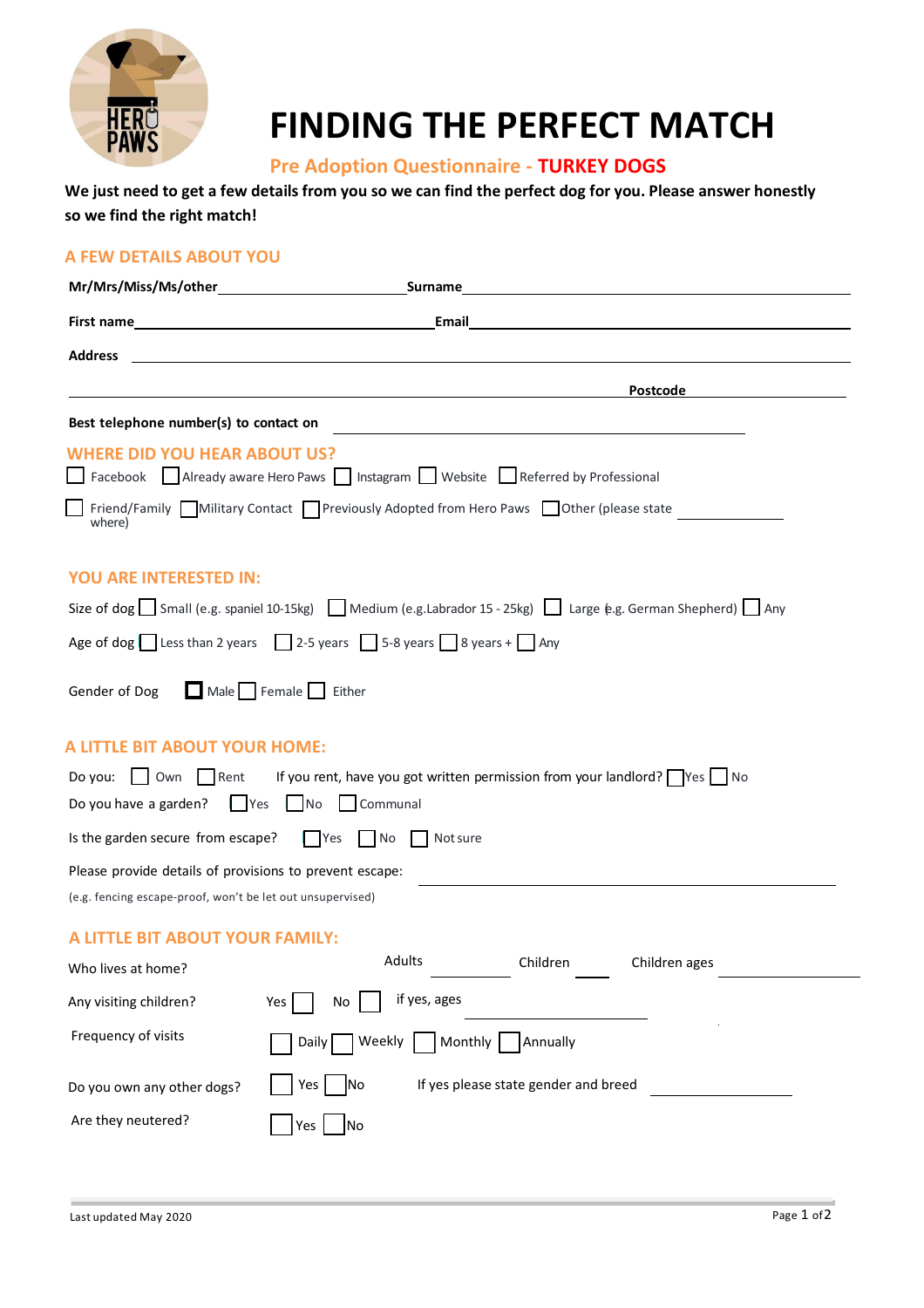# FINDING THE PERFECT MATCH

## Pre Adoption Questionnaire - TURKEY DOGS

**We just need to get a few details from you so we can find the perfect dog for you. Please answer honestly so we find the right match!**

### A FEW DETAILS ABOUT YOU

**Mr/Mrs/Miss/Ms/other** ______________________ **Surname** ______________________

**First name** ______________________ **Email** ______________________

**Address** ______________________

______________________ **Postcode** ______________________

**Best telephone number(s) to contact on** ______________________

### WHERE DID YOU HEAR ABOUT US?

☐ Facebook ☐ Already aware Hero Paws ☐ Instagram ☐ Website ☐ Referred by Professional

☐ Friend/Family ☐ Military Contact ☐ Previously Adopted from Hero Paws ☐ Other (please state where) ______________________

### YOU ARE INTERESTED IN:

Size of dog ☐ Small (e.g. spaniel 10-15kg) ☐ Medium (e.g.Labrador 15 - 25kg) ☐ Large (e.g. German Shepherd) ☐ Any

Age of dog ☐ Less than 2 years ☐ 2-5 years ☐ 5-8 years ☐ 8 years + ☐ Any

Gender of Dog ☐ Male ☐ Female ☐ Either

### A LITTLE BIT ABOUT YOUR HOME:

Do you: ☐ Own ☐ Rent If you rent, have you got written permission from your landlord? ☐ Yes ☐ No

Do you have a garden? ☐ Yes ☐ No ☐ Communal

Is the garden secure from escape? ☐ Yes ☐ No ☐ Not sure

Please provide details of provisions to prevent escape: ______________________

(e.g. fencing escape-proof, won't be let out unsupervised)

### A LITTLE BIT ABOUT YOUR FAMILY:

Who lives at home? Adults ________ Children ________ Children ages ________

Any visiting children? Yes ☐ No ☐ if yes, ages ________

Frequency of visits ☐ Daily ☐ Weekly ☐ Monthly ☐ Annually

Do you own any other dogs? ☐ Yes ☐ No If yes please state gender and breed ________

Are they neutered? ☐ Yes ☐ No

Last updated May 2020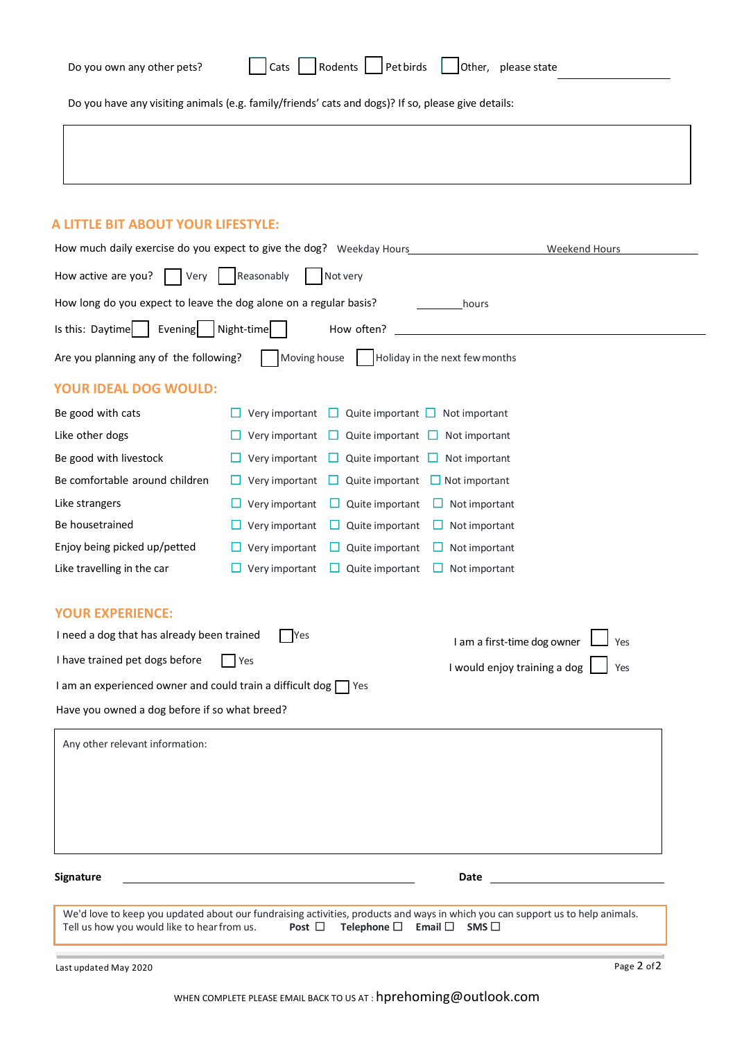Do you own any other pets? ☐ Cats ☐ Rodents ☐ Pet birds ☐ Other, please state ____________

Do you have any visiting animals (e.g. family/friends' cats and dogs)? If so, please give details:

## A LITTLE BIT ABOUT YOUR LIFESTYLE:

How much daily exercise do you expect to give the dog? Weekday Hours ____________ Weekend Hours ____________

How active are you? ☐ Very ☐ Reasonably ☐ Not very

How long do you expect to leave the dog alone on a regular basis? ________hours

Is this: Daytime ☐ Evening ☐ Night-time ☐ How often? ____________

Are you planning any of the following? ☐ Moving house ☐ Holiday in the next few months

## YOUR IDEAL DOG WOULD:

| | | | |
|---|---|---|---|
| Be good with cats | ☐ Very important | ☐ Quite important | ☐ Not important |
| Like other dogs | ☐ Very important | ☐ Quite important | ☐ Not important |
| Be good with livestock | ☐ Very important | ☐ Quite important | ☐ Not important |
| Be comfortable around children | ☐ Very important | ☐ Quite important | ☐ Not important |
| Like strangers | ☐ Very important | ☐ Quite important | ☐ Not important |
| Be housetrained | ☐ Very important | ☐ Quite important | ☐ Not important |
| Enjoy being picked up/petted | ☐ Very important | ☐ Quite important | ☐ Not important |
| Like travelling in the car | ☐ Very important | ☐ Quite important | ☐ Not important |

## YOUR EXPERIENCE:

I need a dog that has already been trained ☐ Yes

I have trained pet dogs before ☐ Yes

I am an experienced owner and could train a difficult dog ☐ Yes

I am a first-time dog owner ☐ Yes

I would enjoy training a dog ☐ Yes

Have you owned a dog before if so what breed?

Any other relevant information:

**Signature** ____________ **Date** ____________

We'd love to keep you updated about our fundraising activities, products and ways in which you can support us to help animals. Tell us how you would like to hear from us. **Post** ☐ **Telephone** ☐ **Email** ☐ **SMS** ☐

Last updated May 2020

WHEN COMPLETE PLEASE EMAIL BACK TO US AT : hprehoming@outlook.com